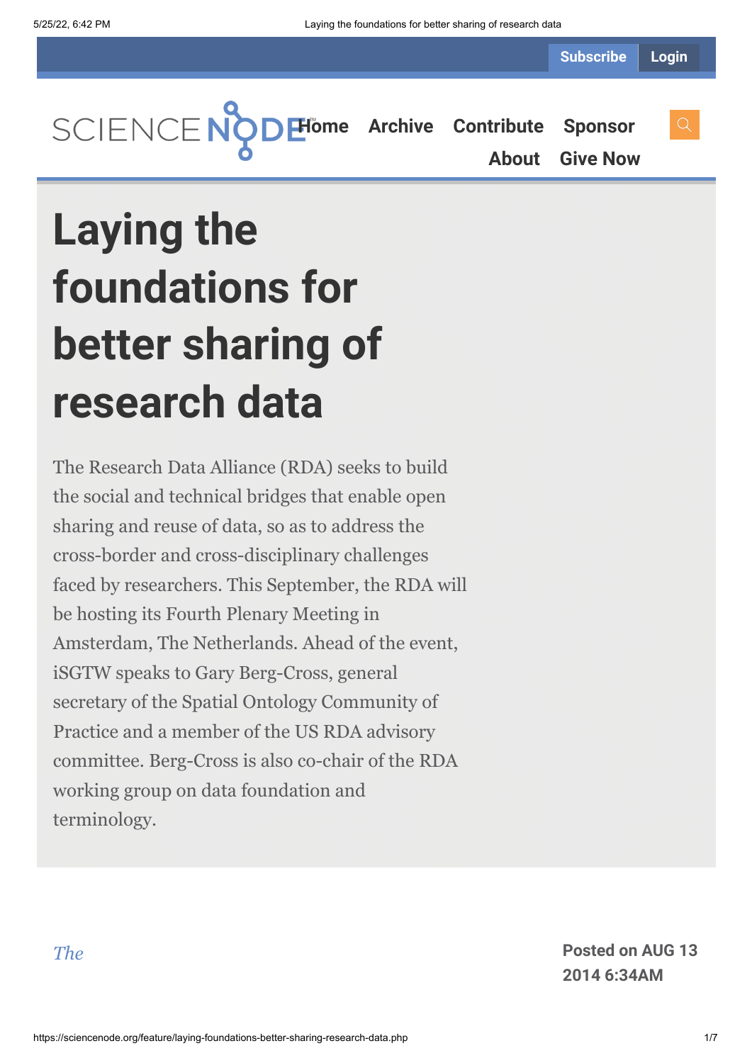# Laying the foundations for better sharing of research data

The Research Data Alliance (RDA) seeks to build the social and technical bridges that enable open sharing and reuse of data, so as to address the cross-border and cross-disciplinary challenges faced by researchers. This September, the RDA will be hosting its Fourth Plenary Meeting in Amsterdam, The Netherlands. Ahead of the event, iSGTW speaks to Gary Berg-Cross, general secretary of the Spatial Ontology Community of Practice and a member of the US RDA advisory committee. Berg-Cross is also co-chair of the RDA working group on data foundation and terminology.

*The*

**Posted on AUG 13 2014 6:34AM**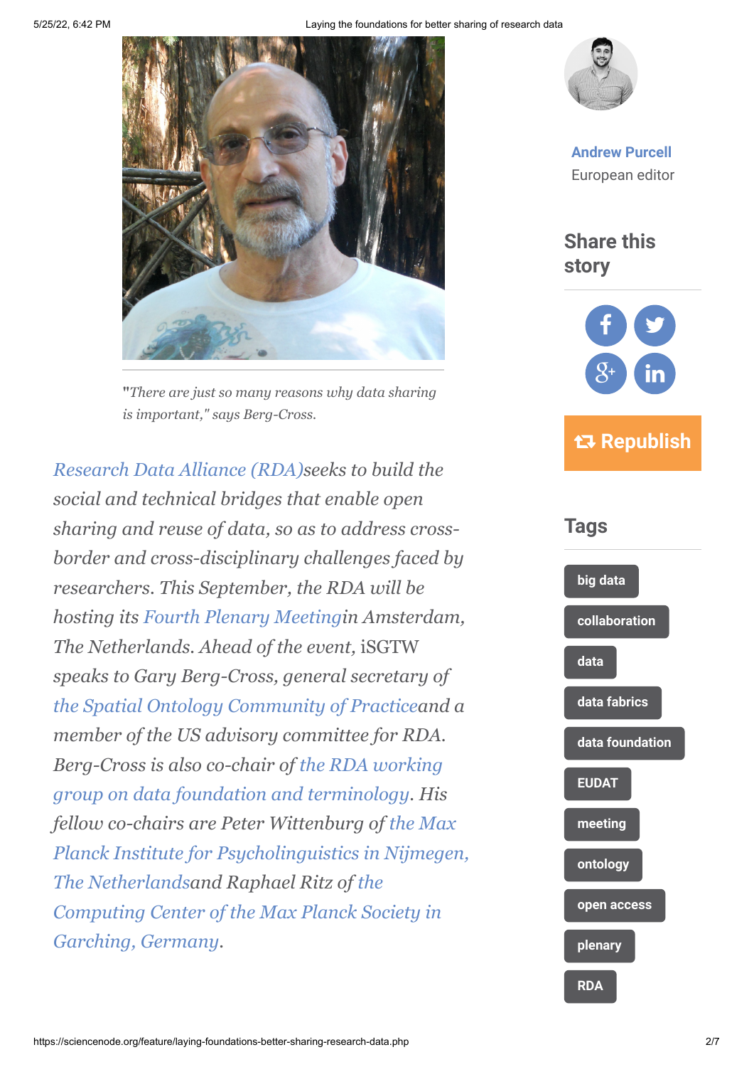*"There are just so many reasons why data sharing is important," says Berg-Cross.*

*Research Data Alliance (RDA)seeks to build the social and technical bridges that enable open sharing and reuse of data, so as to address cross-border and cross-disciplinary challenges faced by researchers. This September, the RDA will be hosting its Fourth Plenary Meetingin Amsterdam, The Netherlands. Ahead of the event,* iSGTW *speaks to Gary Berg-Cross, general secretary of the Spatial Ontology Community of Practiceand a member of the US advisory committee for RDA. Berg-Cross is also co-chair of the RDA working group on data foundation and terminology. His fellow co-chairs are Peter Wittenburg of the Max Planck Institute for Psycholinguistics in Nijmegen, The Netherlandsand Raphael Ritz of the Computing Center of the Max Planck Society in Garching, Germany.*

**Andrew Purcell**
European editor

## Share this story

Republish

## Tags

- big data
- collaboration
- data
- data fabrics
- data foundation
- EUDAT
- meeting
- ontology
- open access
- plenary
- RDA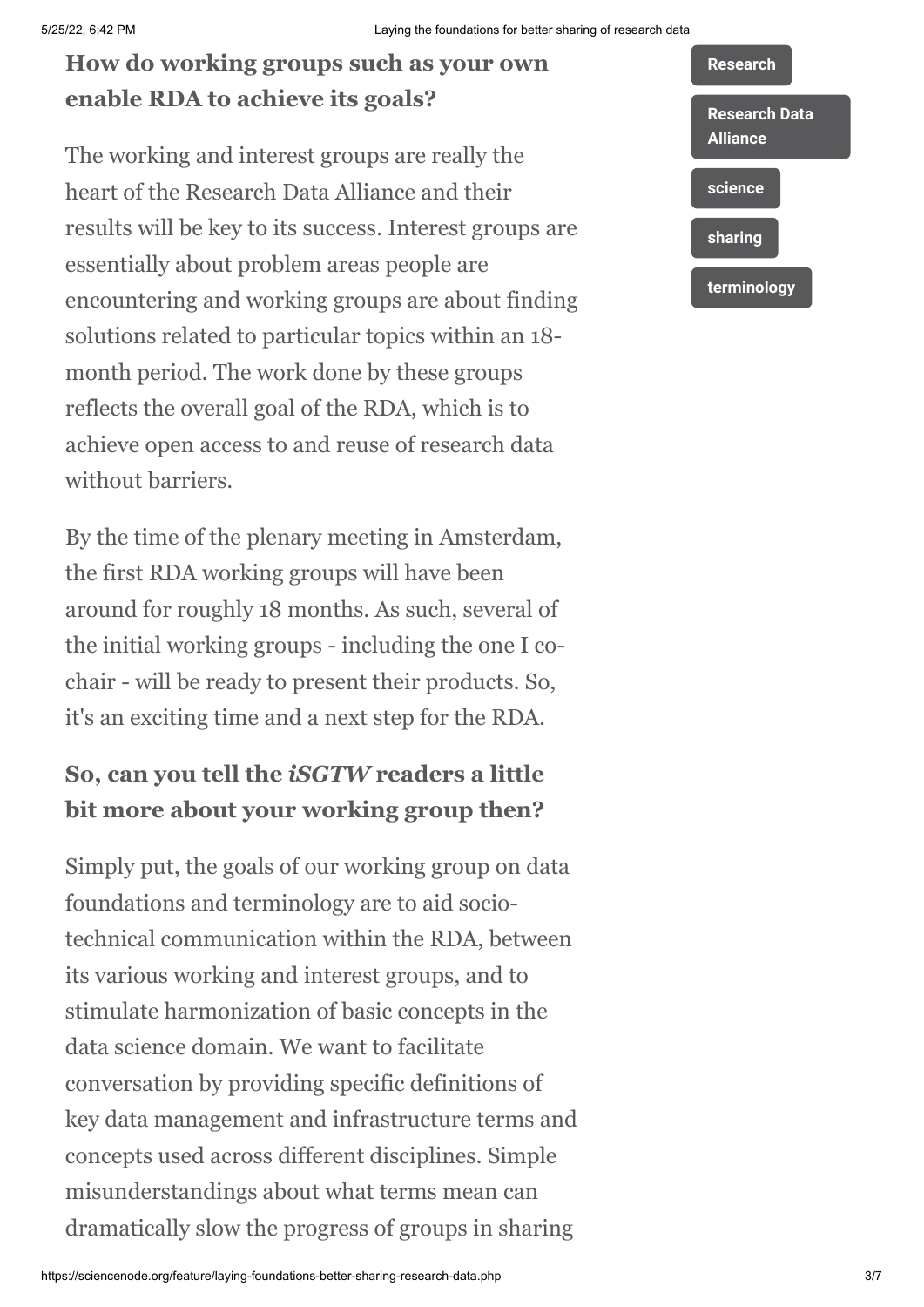### How do working groups such as your own enable RDA to achieve its goals?

The working and interest groups are really the heart of the Research Data Alliance and their results will be key to its success. Interest groups are essentially about problem areas people are encountering and working groups are about finding solutions related to particular topics within an 18-month period. The work done by these groups reflects the overall goal of the RDA, which is to achieve open access to and reuse of research data without barriers.

By the time of the plenary meeting in Amsterdam, the first RDA working groups will have been around for roughly 18 months. As such, several of the initial working groups - including the one I co-chair - will be ready to present their products. So, it's an exciting time and a next step for the RDA.

### So, can you tell the *iSGTW* readers a little bit more about your working group then?

Simply put, the goals of our working group on data foundations and terminology are to aid socio-technical communication within the RDA, between its various working and interest groups, and to stimulate harmonization of basic concepts in the data science domain. We want to facilitate conversation by providing specific definitions of key data management and infrastructure terms and concepts used across different disciplines. Simple misunderstandings about what terms mean can dramatically slow the progress of groups in sharing

Research

Research Data Alliance

science

sharing

terminology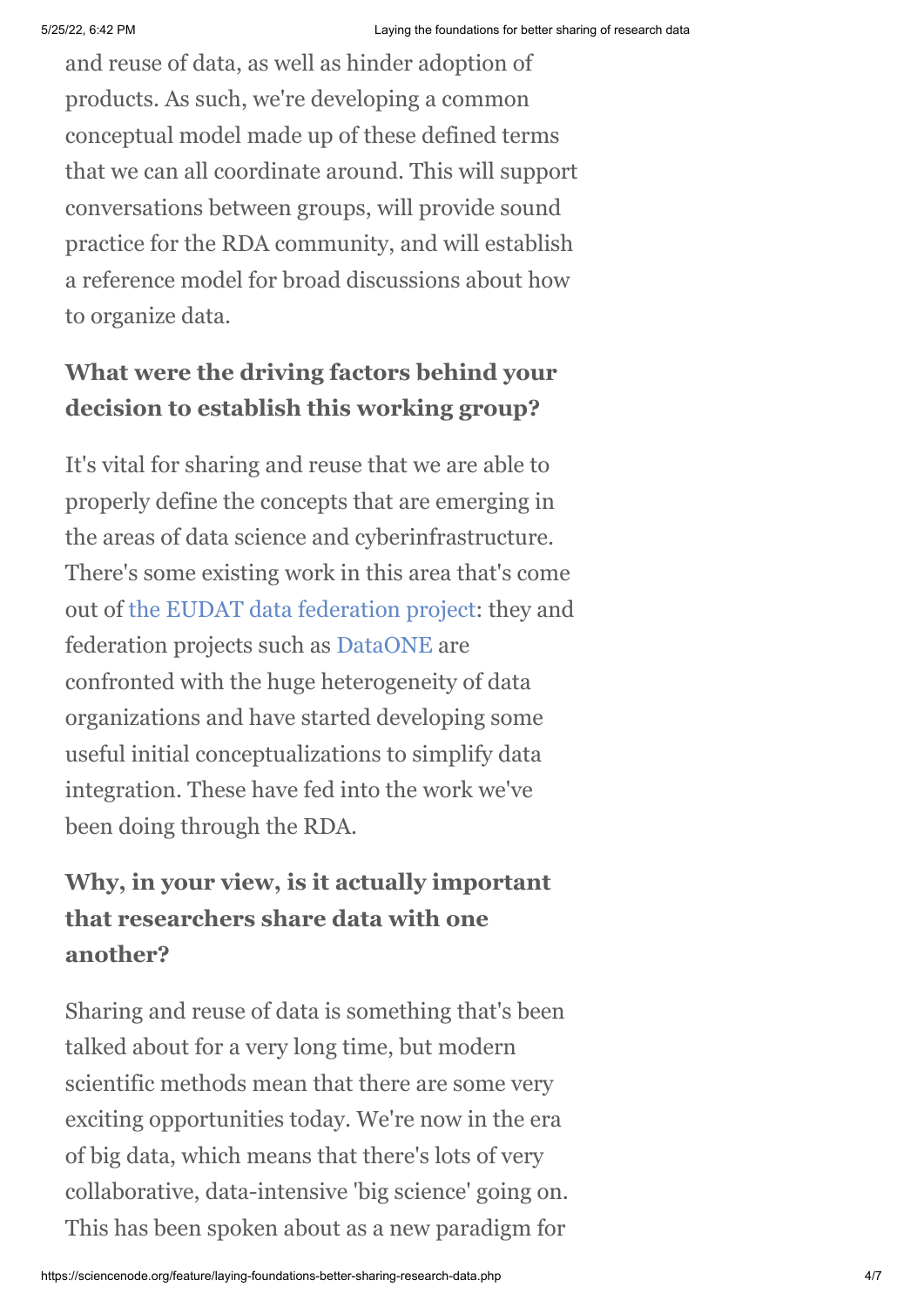and reuse of data, as well as hinder adoption of products. As such, we're developing a common conceptual model made up of these defined terms that we can all coordinate around. This will support conversations between groups, will provide sound practice for the RDA community, and will establish a reference model for broad discussions about how to organize data.

### What were the driving factors behind your decision to establish this working group?

It's vital for sharing and reuse that we are able to properly define the concepts that are emerging in the areas of data science and cyberinfrastructure. There's some existing work in this area that's come out of the EUDAT data federation project: they and federation projects such as DataONE are confronted with the huge heterogeneity of data organizations and have started developing some useful initial conceptualizations to simplify data integration. These have fed into the work we've been doing through the RDA.

### Why, in your view, is it actually important that researchers share data with one another?

Sharing and reuse of data is something that's been talked about for a very long time, but modern scientific methods mean that there are some very exciting opportunities today. We're now in the era of big data, which means that there's lots of very collaborative, data-intensive 'big science' going on. This has been spoken about as a new paradigm for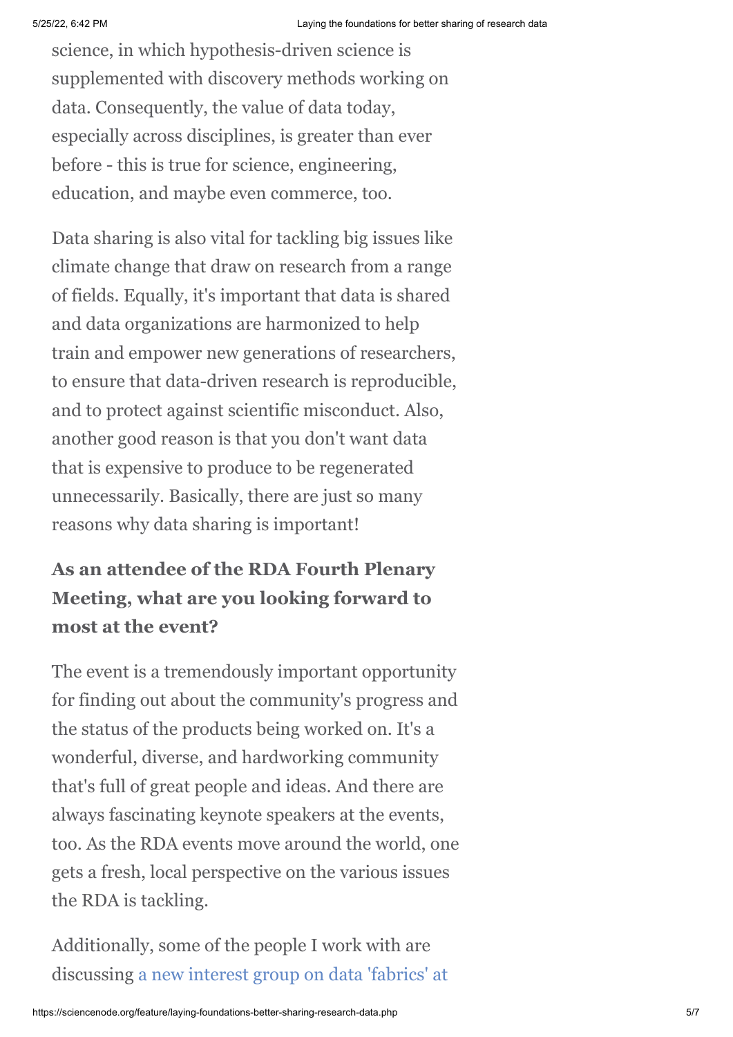science, in which hypothesis-driven science is supplemented with discovery methods working on data. Consequently, the value of data today, especially across disciplines, is greater than ever before - this is true for science, engineering, education, and maybe even commerce, too.

Data sharing is also vital for tackling big issues like climate change that draw on research from a range of fields. Equally, it's important that data is shared and data organizations are harmonized to help train and empower new generations of researchers, to ensure that data-driven research is reproducible, and to protect against scientific misconduct. Also, another good reason is that you don't want data that is expensive to produce to be regenerated unnecessarily. Basically, there are just so many reasons why data sharing is important!

**As an attendee of the RDA Fourth Plenary Meeting, what are you looking forward to most at the event?**

The event is a tremendously important opportunity for finding out about the community's progress and the status of the products being worked on. It's a wonderful, diverse, and hardworking community that's full of great people and ideas. And there are always fascinating keynote speakers at the events, too. As the RDA events move around the world, one gets a fresh, local perspective on the various issues the RDA is tackling.

Additionally, some of the people I work with are discussing a new interest group on data 'fabrics' at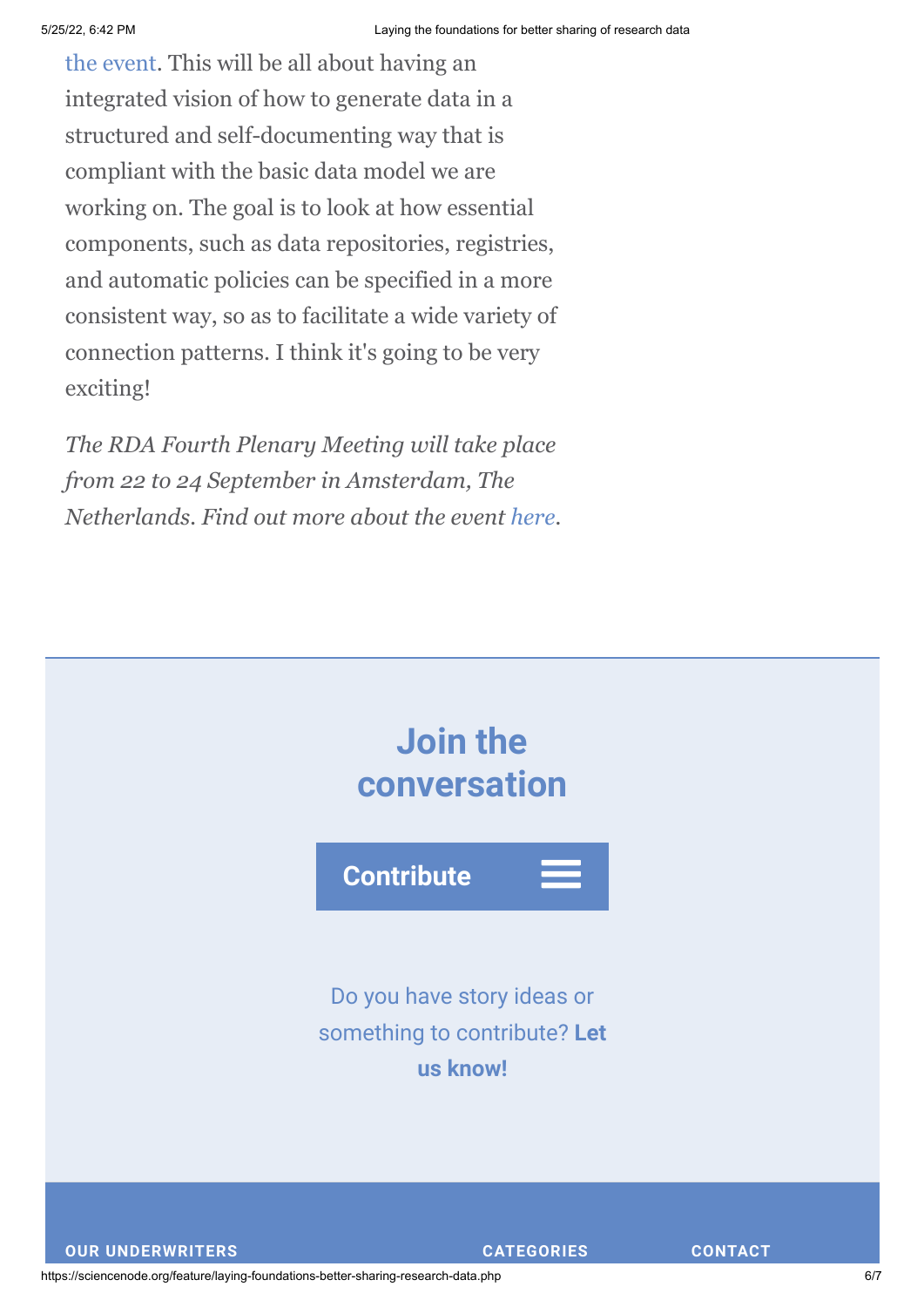the event. This will be all about having an integrated vision of how to generate data in a structured and self-documenting way that is compliant with the basic data model we are working on. The goal is to look at how essential components, such as data repositories, registries, and automatic policies can be specified in a more consistent way, so as to facilitate a wide variety of connection patterns. I think it's going to be very exciting!

*The RDA Fourth Plenary Meeting will take place from 22 to 24 September in Amsterdam, The Netherlands. Find out more about the event here.*

## Join the conversation

**Contribute**

Do you have story ideas or something to contribute? **Let us know!**

**OUR UNDERWRITERS** **CATEGORIES** **CONTACT**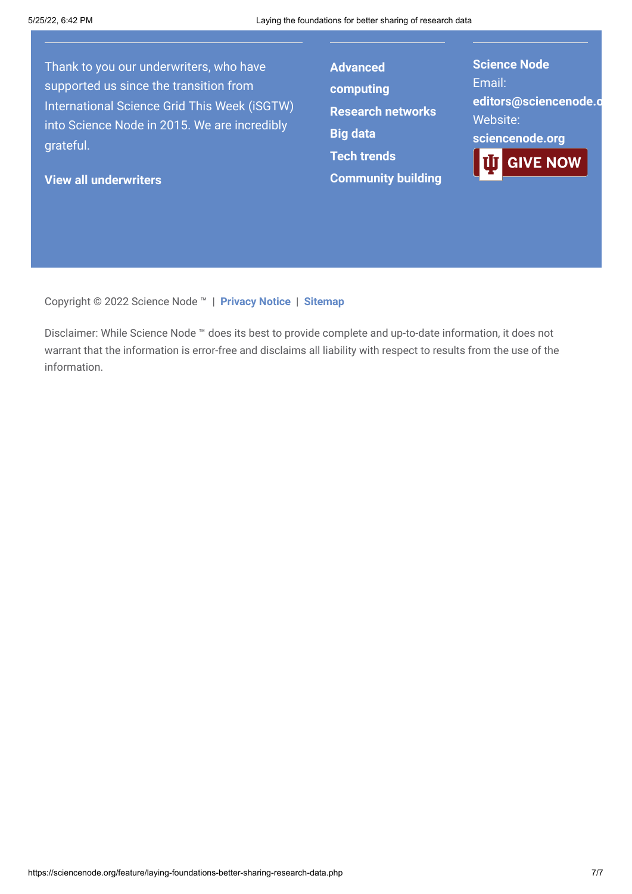Thank to you our underwriters, who have supported us since the transition from International Science Grid This Week (iSGTW) into Science Node in 2015. We are incredibly grateful.

**View all underwriters**

**Advanced computing**

**Research networks**

**Big data**

**Tech trends**

**Community building**

**Science Node**

Email:

**editors@sciencenode.o**

Website:

**sciencenode.org**

GIVE NOW

Copyright © 2022 Science Node ™ | **Privacy Notice** | **Sitemap**

Disclaimer: While Science Node ™ does its best to provide complete and up-to-date information, it does not warrant that the information is error-free and disclaims all liability with respect to results from the use of the information.